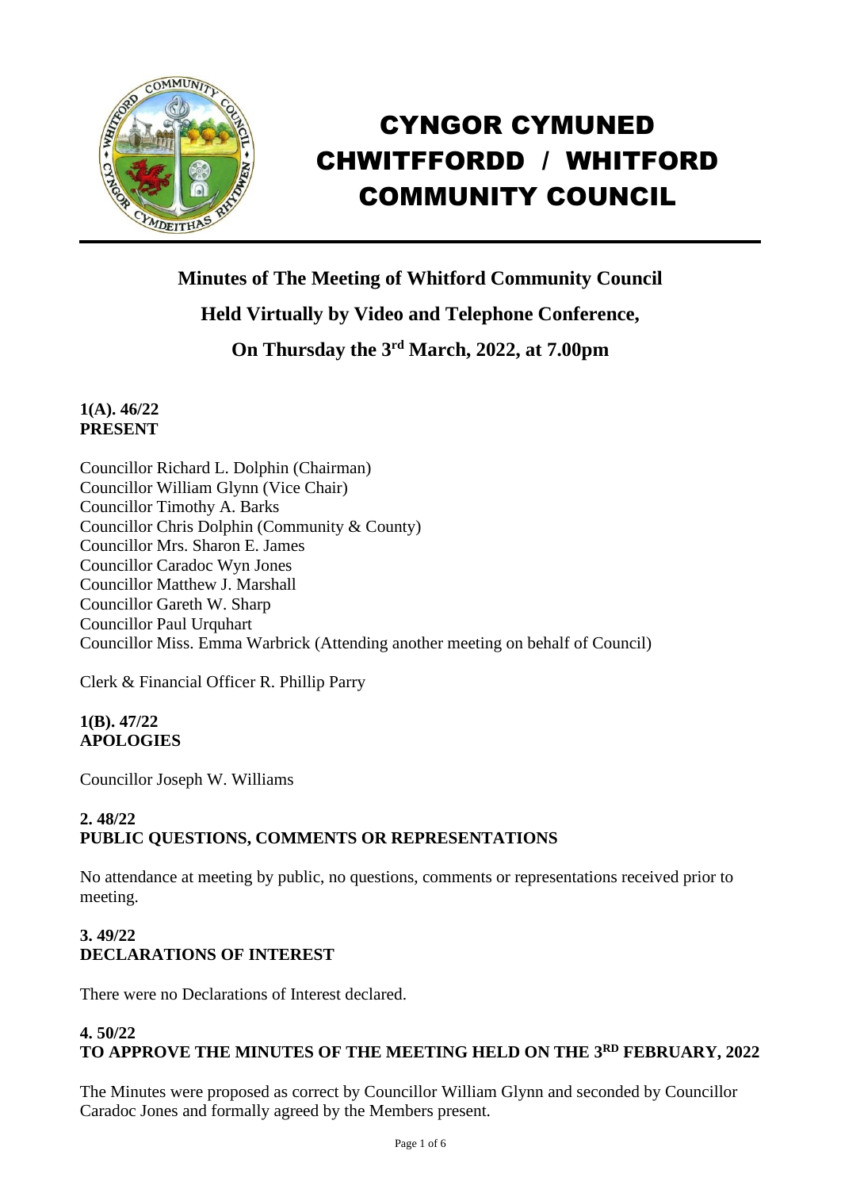# CYNGOR CYMUNED CHWITFFORDD / WHITFORD COMMUNITY COUNCIL

## Minutes of The Meeting of Whitford Community Council
## Held Virtually by Video and Telephone Conference,
## On Thursday the 3rd March, 2022, at 7.00pm

**1(A). 46/22**
**PRESENT**

Councillor Richard L. Dolphin (Chairman)
Councillor William Glynn (Vice Chair)
Councillor Timothy A. Barks
Councillor Chris Dolphin (Community & County)
Councillor Mrs. Sharon E. James
Councillor Caradoc Wyn Jones
Councillor Matthew J. Marshall
Councillor Gareth W. Sharp
Councillor Paul Urquhart
Councillor Miss. Emma Warbrick (Attending another meeting on behalf of Council)

Clerk & Financial Officer R. Phillip Parry

**1(B). 47/22**
**APOLOGIES**

Councillor Joseph W. Williams

**2. 48/22**
**PUBLIC QUESTIONS, COMMENTS OR REPRESENTATIONS**

No attendance at meeting by public, no questions, comments or representations received prior to meeting.

**3. 49/22**
**DECLARATIONS OF INTEREST**

There were no Declarations of Interest declared.

**4. 50/22**
**TO APPROVE THE MINUTES OF THE MEETING HELD ON THE 3RD FEBRUARY, 2022**

The Minutes were proposed as correct by Councillor William Glynn and seconded by Councillor Caradoc Jones and formally agreed by the Members present.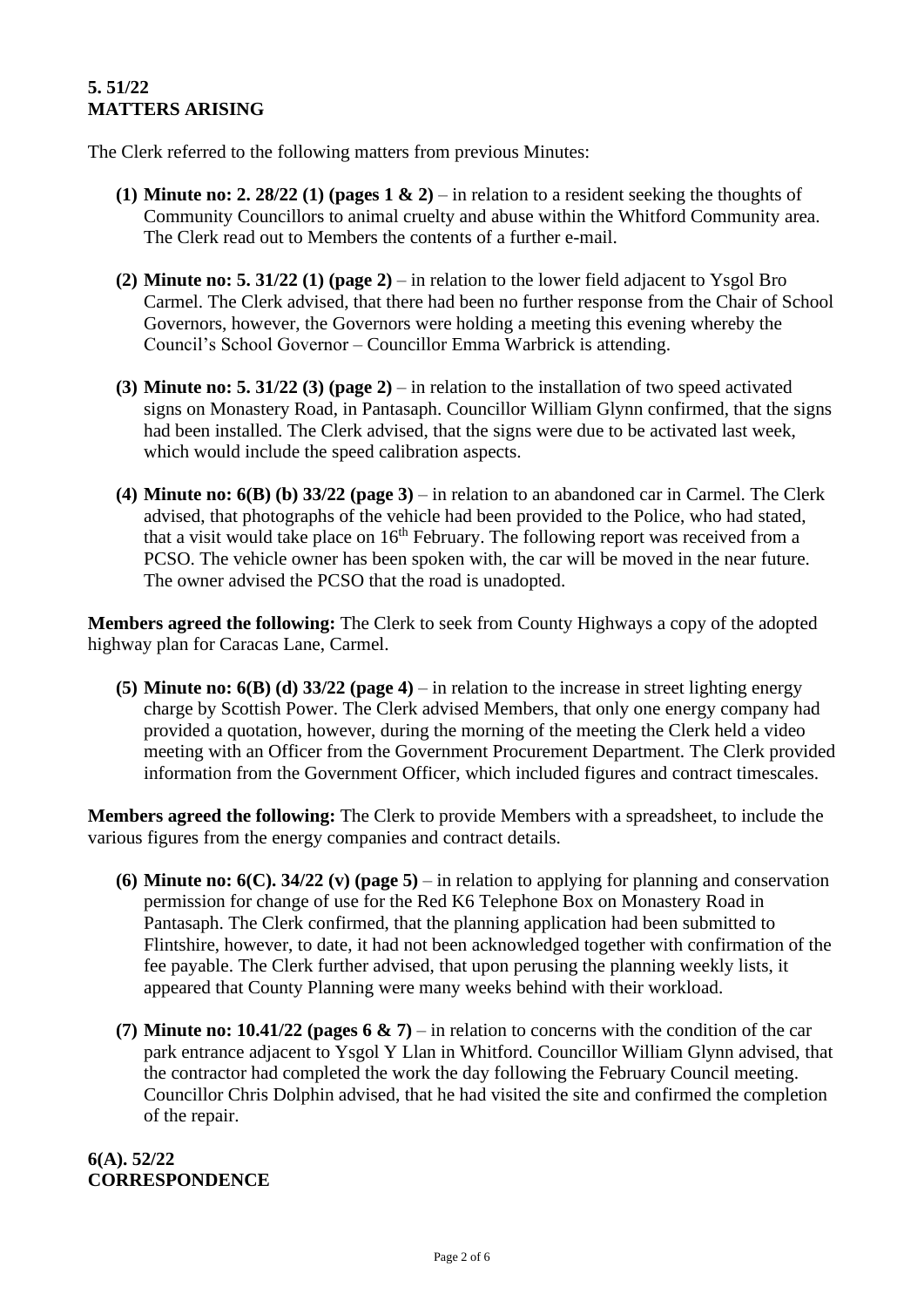**5. 51/22**
**MATTERS ARISING**

The Clerk referred to the following matters from previous Minutes:

**(1) Minute no: 2. 28/22 (1) (pages 1 & 2)** – in relation to a resident seeking the thoughts of Community Councillors to animal cruelty and abuse within the Whitford Community area. The Clerk read out to Members the contents of a further e-mail.

**(2) Minute no: 5. 31/22 (1) (page 2)** – in relation to the lower field adjacent to Ysgol Bro Carmel. The Clerk advised, that there had been no further response from the Chair of School Governors, however, the Governors were holding a meeting this evening whereby the Council's School Governor – Councillor Emma Warbrick is attending.

**(3) Minute no: 5. 31/22 (3) (page 2)** – in relation to the installation of two speed activated signs on Monastery Road, in Pantasaph. Councillor William Glynn confirmed, that the signs had been installed. The Clerk advised, that the signs were due to be activated last week, which would include the speed calibration aspects.

**(4) Minute no: 6(B) (b) 33/22 (page 3)** – in relation to an abandoned car in Carmel. The Clerk advised, that photographs of the vehicle had been provided to the Police, who had stated, that a visit would take place on 16th February. The following report was received from a PCSO. The vehicle owner has been spoken with, the car will be moved in the near future. The owner advised the PCSO that the road is unadopted.

**Members agreed the following:** The Clerk to seek from County Highways a copy of the adopted highway plan for Caracas Lane, Carmel.

**(5) Minute no: 6(B) (d) 33/22 (page 4)** – in relation to the increase in street lighting energy charge by Scottish Power. The Clerk advised Members, that only one energy company had provided a quotation, however, during the morning of the meeting the Clerk held a video meeting with an Officer from the Government Procurement Department. The Clerk provided information from the Government Officer, which included figures and contract timescales.

**Members agreed the following:** The Clerk to provide Members with a spreadsheet, to include the various figures from the energy companies and contract details.

**(6) Minute no: 6(C). 34/22 (v) (page 5)** – in relation to applying for planning and conservation permission for change of use for the Red K6 Telephone Box on Monastery Road in Pantasaph. The Clerk confirmed, that the planning application had been submitted to Flintshire, however, to date, it had not been acknowledged together with confirmation of the fee payable. The Clerk further advised, that upon perusing the planning weekly lists, it appeared that County Planning were many weeks behind with their workload.

**(7) Minute no: 10.41/22 (pages 6 & 7)** – in relation to concerns with the condition of the car park entrance adjacent to Ysgol Y Llan in Whitford. Councillor William Glynn advised, that the contractor had completed the work the day following the February Council meeting. Councillor Chris Dolphin advised, that he had visited the site and confirmed the completion of the repair.

**6(A). 52/22**
**CORRESPONDENCE**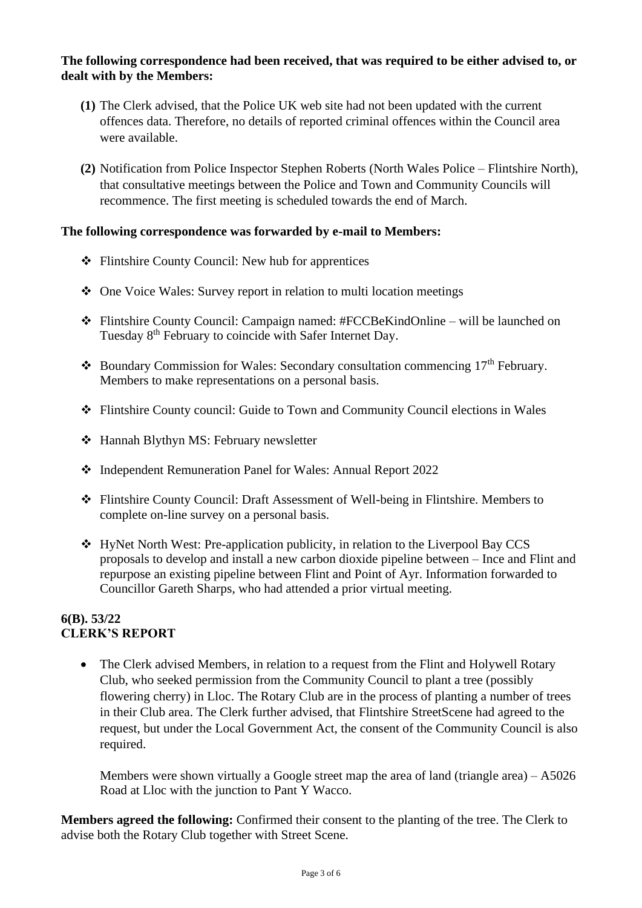**The following correspondence had been received, that was required to be either advised to, or dealt with by the Members:**

**(1)** The Clerk advised, that the Police UK web site had not been updated with the current offences data. Therefore, no details of reported criminal offences within the Council area were available.

**(2)** Notification from Police Inspector Stephen Roberts (North Wales Police – Flintshire North), that consultative meetings between the Police and Town and Community Councils will recommence. The first meeting is scheduled towards the end of March.

**The following correspondence was forwarded by e-mail to Members:**

- ❖ Flintshire County Council: New hub for apprentices
- ❖ One Voice Wales: Survey report in relation to multi location meetings
- ❖ Flintshire County Council: Campaign named: #FCCBeKindOnline – will be launched on Tuesday 8th February to coincide with Safer Internet Day.
- ❖ Boundary Commission for Wales: Secondary consultation commencing 17th February. Members to make representations on a personal basis.
- ❖ Flintshire County council: Guide to Town and Community Council elections in Wales
- ❖ Hannah Blythyn MS: February newsletter
- ❖ Independent Remuneration Panel for Wales: Annual Report 2022
- ❖ Flintshire County Council: Draft Assessment of Well-being in Flintshire. Members to complete on-line survey on a personal basis.
- ❖ HyNet North West: Pre-application publicity, in relation to the Liverpool Bay CCS proposals to develop and install a new carbon dioxide pipeline between – Ince and Flint and repurpose an existing pipeline between Flint and Point of Ayr. Information forwarded to Councillor Gareth Sharps, who had attended a prior virtual meeting.

**6(B). 53/22**
**CLERK'S REPORT**

- The Clerk advised Members, in relation to a request from the Flint and Holywell Rotary Club, who seeked permission from the Community Council to plant a tree (possibly flowering cherry) in Lloc. The Rotary Club are in the process of planting a number of trees in their Club area. The Clerk further advised, that Flintshire StreetScene had agreed to the request, but under the Local Government Act, the consent of the Community Council is also required.

  Members were shown virtually a Google street map the area of land (triangle area) – A5026 Road at Lloc with the junction to Pant Y Wacco.

**Members agreed the following:** Confirmed their consent to the planting of the tree. The Clerk to advise both the Rotary Club together with Street Scene.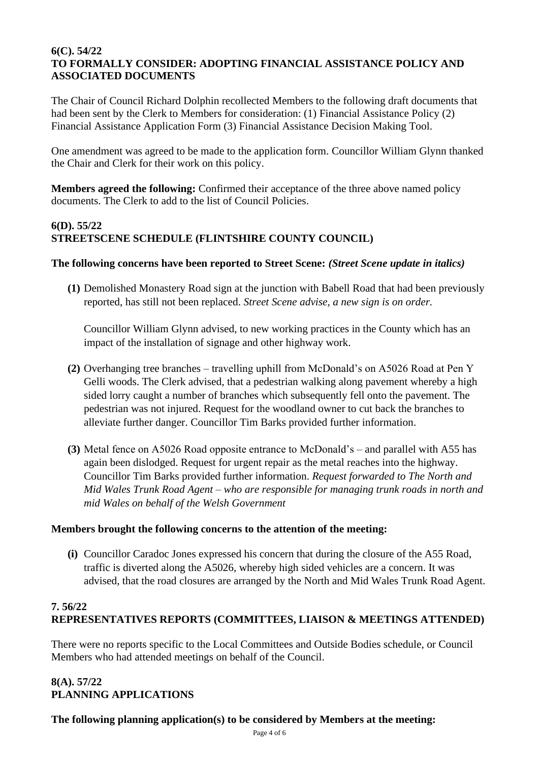### 6(C). 54/22
### TO FORMALLY CONSIDER: ADOPTING FINANCIAL ASSISTANCE POLICY AND ASSOCIATED DOCUMENTS

The Chair of Council Richard Dolphin recollected Members to the following draft documents that had been sent by the Clerk to Members for consideration: (1) Financial Assistance Policy (2) Financial Assistance Application Form (3) Financial Assistance Decision Making Tool.

One amendment was agreed to be made to the application form. Councillor William Glynn thanked the Chair and Clerk for their work on this policy.

**Members agreed the following:** Confirmed their acceptance of the three above named policy documents. The Clerk to add to the list of Council Policies.

### 6(D). 55/22
### STREETSCENE SCHEDULE (FLINTSHIRE COUNTY COUNCIL)

**The following concerns have been reported to Street Scene:** ***(Street Scene update in italics)***

**(1)** Demolished Monastery Road sign at the junction with Babell Road that had been previously reported, has still not been replaced. *Street Scene advise, a new sign is on order.*

Councillor William Glynn advised, to new working practices in the County which has an impact of the installation of signage and other highway work.

**(2)** Overhanging tree branches – travelling uphill from McDonald's on A5026 Road at Pen Y Gelli woods. The Clerk advised, that a pedestrian walking along pavement whereby a high sided lorry caught a number of branches which subsequently fell onto the pavement. The pedestrian was not injured. Request for the woodland owner to cut back the branches to alleviate further danger. Councillor Tim Barks provided further information.

**(3)** Metal fence on A5026 Road opposite entrance to McDonald's – and parallel with A55 has again been dislodged. Request for urgent repair as the metal reaches into the highway. Councillor Tim Barks provided further information. *Request forwarded to The North and Mid Wales Trunk Road Agent – who are responsible for managing trunk roads in north and mid Wales on behalf of the Welsh Government*

**Members brought the following concerns to the attention of the meeting:**

**(i)** Councillor Caradoc Jones expressed his concern that during the closure of the A55 Road, traffic is diverted along the A5026, whereby high sided vehicles are a concern. It was advised, that the road closures are arranged by the North and Mid Wales Trunk Road Agent.

### 7. 56/22
### REPRESENTATIVES REPORTS (COMMITTEES, LIAISON & MEETINGS ATTENDED)

There were no reports specific to the Local Committees and Outside Bodies schedule, or Council Members who had attended meetings on behalf of the Council.

### 8(A). 57/22
### PLANNING APPLICATIONS

**The following planning application(s) to be considered by Members at the meeting:**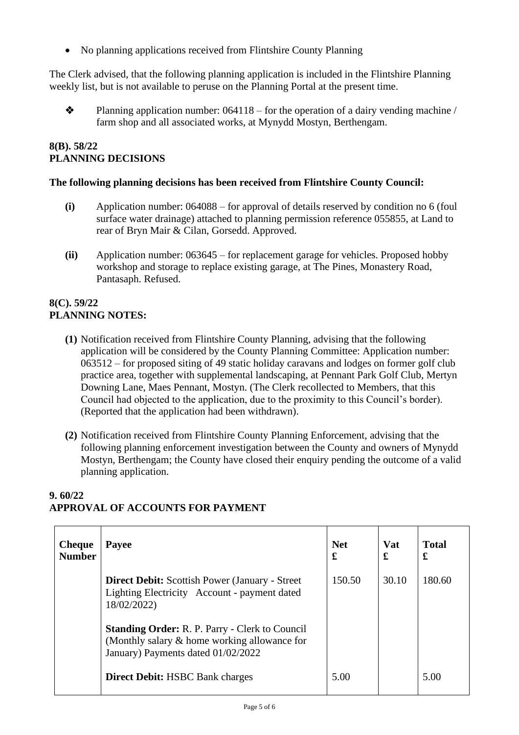- No planning applications received from Flintshire County Planning

The Clerk advised, that the following planning application is included in the Flintshire Planning weekly list, but is not available to peruse on the Planning Portal at the present time.

- ❖ Planning application number: 064118 – for the operation of a dairy vending machine / farm shop and all associated works, at Mynydd Mostyn, Berthengam.

## 8(B). 58/22
## PLANNING DECISIONS

**The following planning decisions has been received from Flintshire County Council:**

**(i)** Application number: 064088 – for approval of details reserved by condition no 6 (foul surface water drainage) attached to planning permission reference 055855, at Land to rear of Bryn Mair & Cilan, Gorsedd. Approved.

**(ii)** Application number: 063645 – for replacement garage for vehicles. Proposed hobby workshop and storage to replace existing garage, at The Pines, Monastery Road, Pantasaph. Refused.

## 8(C). 59/22
## PLANNING NOTES:

**(1)** Notification received from Flintshire County Planning, advising that the following application will be considered by the County Planning Committee: Application number: 063512 – for proposed siting of 49 static holiday caravans and lodges on former golf club practice area, together with supplemental landscaping, at Pennant Park Golf Club, Mertyn Downing Lane, Maes Pennant, Mostyn. (The Clerk recollected to Members, that this Council had objected to the application, due to the proximity to this Council's border). (Reported that the application had been withdrawn).

**(2)** Notification received from Flintshire County Planning Enforcement, advising that the following planning enforcement investigation between the County and owners of Mynydd Mostyn, Berthengam; the County have closed their enquiry pending the outcome of a valid planning application.

## 9. 60/22
## APPROVAL OF ACCOUNTS FOR PAYMENT

| Cheque Number | Payee | Net £ | Vat £ | Total £ |
|---|---|---|---|---|
| | **Direct Debit:** Scottish Power (January - Street Lighting Electricity Account - payment dated 18/02/2022) | 150.50 | 30.10 | 180.60 |
| | **Standing Order:** R. P. Parry - Clerk to Council (Monthly salary & home working allowance for January) Payments dated 01/02/2022 | | | |
| | **Direct Debit:** HSBC Bank charges | 5.00 | | 5.00 |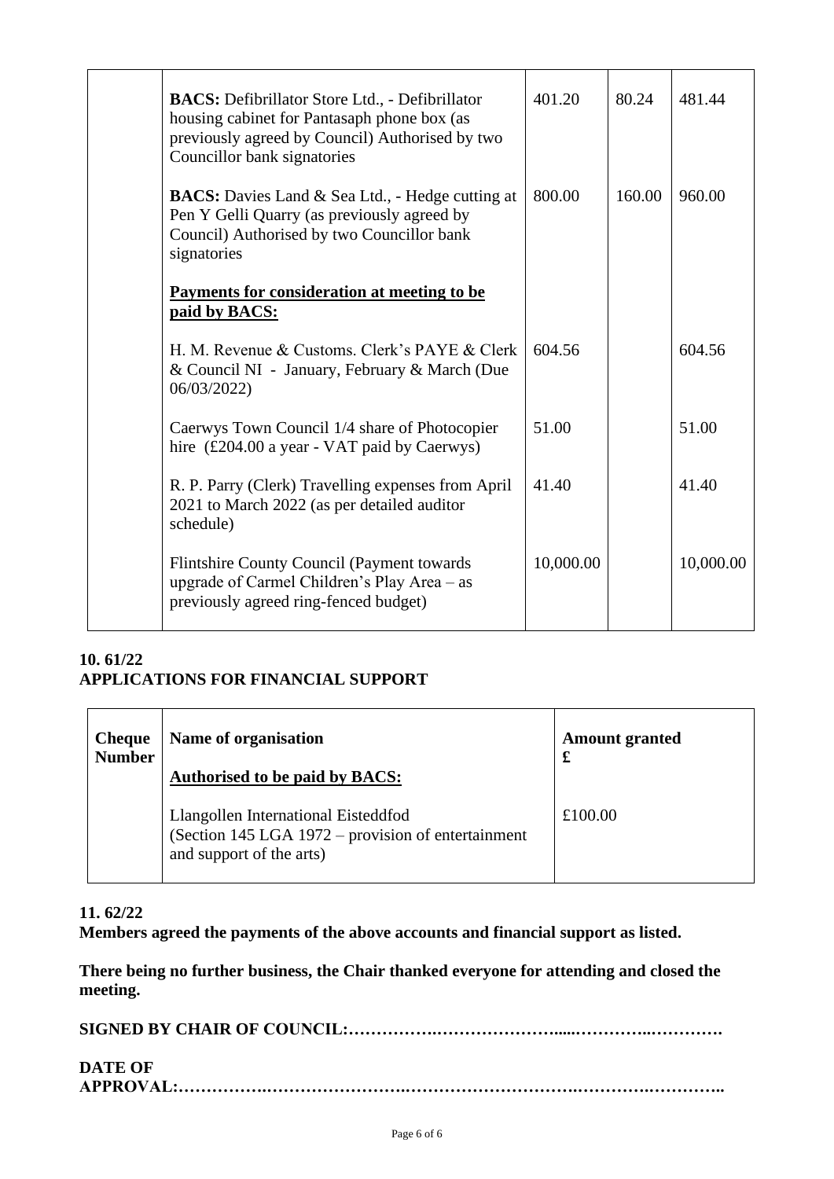| | | | | |
|---|---|---|---|---|
| | **BACS:** Defibrillator Store Ltd., - Defibrillator housing cabinet for Pantasaph phone box (as previously agreed by Council) Authorised by two Councillor bank signatories | 401.20 | 80.24 | 481.44 |
| | **BACS:** Davies Land & Sea Ltd., - Hedge cutting at Pen Y Gelli Quarry (as previously agreed by Council) Authorised by two Councillor bank signatories | 800.00 | 160.00 | 960.00 |
| | **<u>Payments for consideration at meeting to be paid by BACS:</u>** | | | |
| | H. M. Revenue & Customs. Clerk's PAYE & Clerk & Council NI - January, February & March (Due 06/03/2022) | 604.56 | | 604.56 |
| | Caerwys Town Council 1/4 share of Photocopier hire (£204.00 a year - VAT paid by Caerwys) | 51.00 | | 51.00 |
| | R. P. Parry (Clerk) Travelling expenses from April 2021 to March 2022 (as per detailed auditor schedule) | 41.40 | | 41.40 |
| | Flintshire County Council (Payment towards upgrade of Carmel Children's Play Area – as previously agreed ring-fenced budget) | 10,000.00 | | 10,000.00 |

**10. 61/22**
**APPLICATIONS FOR FINANCIAL SUPPORT**

| Cheque Number | Name of organisation | Amount granted £ |
|---|---|---|
| | **<u>Authorised to be paid by BACS:</u>** | |
| | Llangollen International Eisteddfod (Section 145 LGA 1972 – provision of entertainment and support of the arts) | £100.00 |

**11. 62/22**
**Members agreed the payments of the above accounts and financial support as listed.**

**There being no further business, the Chair thanked everyone for attending and closed the meeting.**

**SIGNED BY CHAIR OF COUNCIL:…………….………………….....…………..………….**

**DATE OF APPROVAL:…………….…………………….……………………….………….…………..**